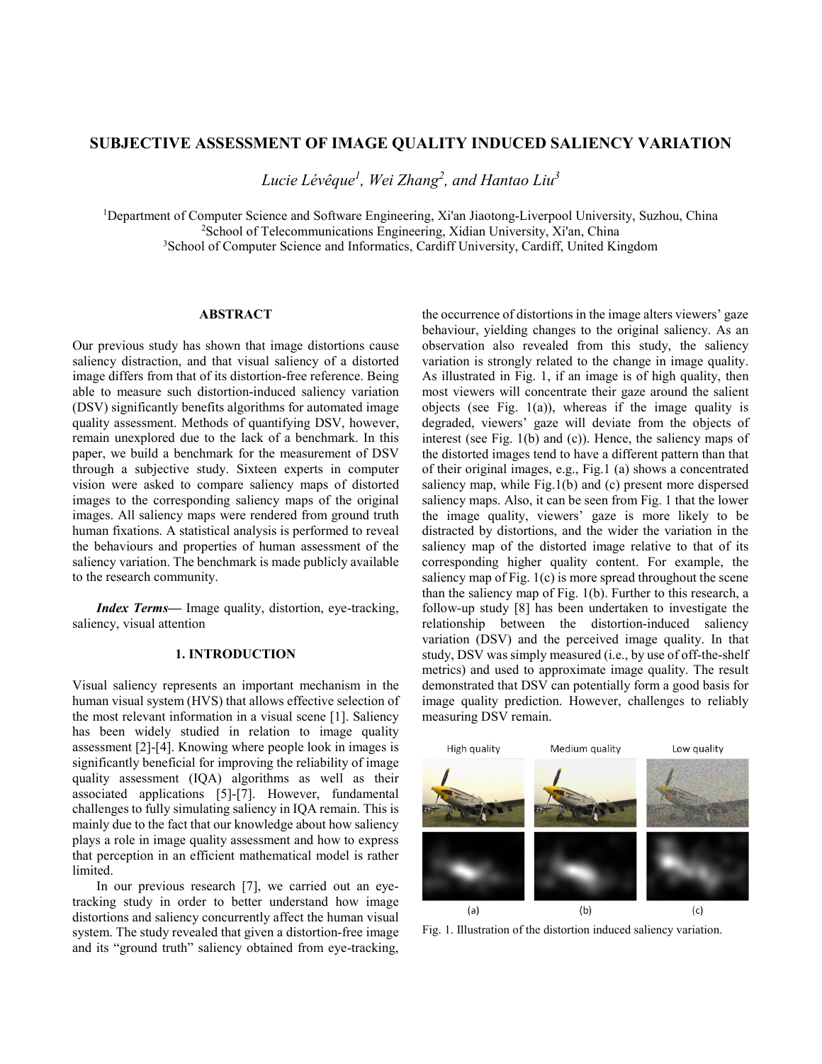# SUBJECTIVE ASSESSMENT OF IMAGE QUALITY INDUCED SALIENCY VARIATION

*Lucie Lévêque[1], Wei Zhang[2], and Hantao Liu[3]*

[1]Department of Computer Science and Software Engineering, Xi'an Jiaotong-Liverpool University, Suzhou, China
[2]School of Telecommunications Engineering, Xidian University, Xi'an, China
[3]School of Computer Science and Informatics, Cardiff University, Cardiff, United Kingdom

## ABSTRACT

Our previous study has shown that image distortions cause saliency distraction, and that visual saliency of a distorted image differs from that of its distortion-free reference. Being able to measure such distortion-induced saliency variation (DSV) significantly benefits algorithms for automated image quality assessment. Methods of quantifying DSV, however, remain unexplored due to the lack of a benchmark. In this paper, we build a benchmark for the measurement of DSV through a subjective study. Sixteen experts in computer vision were asked to compare saliency maps of distorted images to the corresponding saliency maps of the original images. All saliency maps were rendered from ground truth human fixations. A statistical analysis is performed to reveal the behaviours and properties of human assessment of the saliency variation. The benchmark is made publicly available to the research community.

***Index Terms*—** Image quality, distortion, eye-tracking, saliency, visual attention

## 1. INTRODUCTION

Visual saliency represents an important mechanism in the human visual system (HVS) that allows effective selection of the most relevant information in a visual scene [1]. Saliency has been widely studied in relation to image quality assessment [2]-[4]. Knowing where people look in images is significantly beneficial for improving the reliability of image quality assessment (IQA) algorithms as well as their associated applications [5]-[7]. However, fundamental challenges to fully simulating saliency in IQA remain. This is mainly due to the fact that our knowledge about how saliency plays a role in image quality assessment and how to express that perception in an efficient mathematical model is rather limited.

In our previous research [7], we carried out an eye-tracking study in order to better understand how image distortions and saliency concurrently affect the human visual system. The study revealed that given a distortion-free image and its "ground truth" saliency obtained from eye-tracking, the occurrence of distortions in the image alters viewers' gaze behaviour, yielding changes to the original saliency. As an observation also revealed from this study, the saliency variation is strongly related to the change in image quality. As illustrated in Fig. 1, if an image is of high quality, then most viewers will concentrate their gaze around the salient objects (see Fig. 1(a)), whereas if the image quality is degraded, viewers' gaze will deviate from the objects of interest (see Fig. 1(b) and (c)). Hence, the saliency maps of the distorted images tend to have a different pattern than that of their original images, e.g., Fig.1 (a) shows a concentrated saliency map, while Fig.1(b) and (c) present more dispersed saliency maps. Also, it can be seen from Fig. 1 that the lower the image quality, viewers' gaze is more likely to be distracted by distortions, and the wider the variation in the saliency map of the distorted image relative to that of its corresponding higher quality content. For example, the saliency map of Fig. 1(c) is more spread throughout the scene than the saliency map of Fig. 1(b). Further to this research, a follow-up study [8] has been undertaken to investigate the relationship between the distortion-induced saliency variation (DSV) and the perceived image quality. In that study, DSV was simply measured (i.e., by use of off-the-shelf metrics) and used to approximate image quality. The result demonstrated that DSV can potentially form a good basis for image quality prediction. However, challenges to reliably measuring DSV remain.

High quality | Medium quality | Low quality

(a) (b) (c)

Fig. 1. Illustration of the distortion induced saliency variation.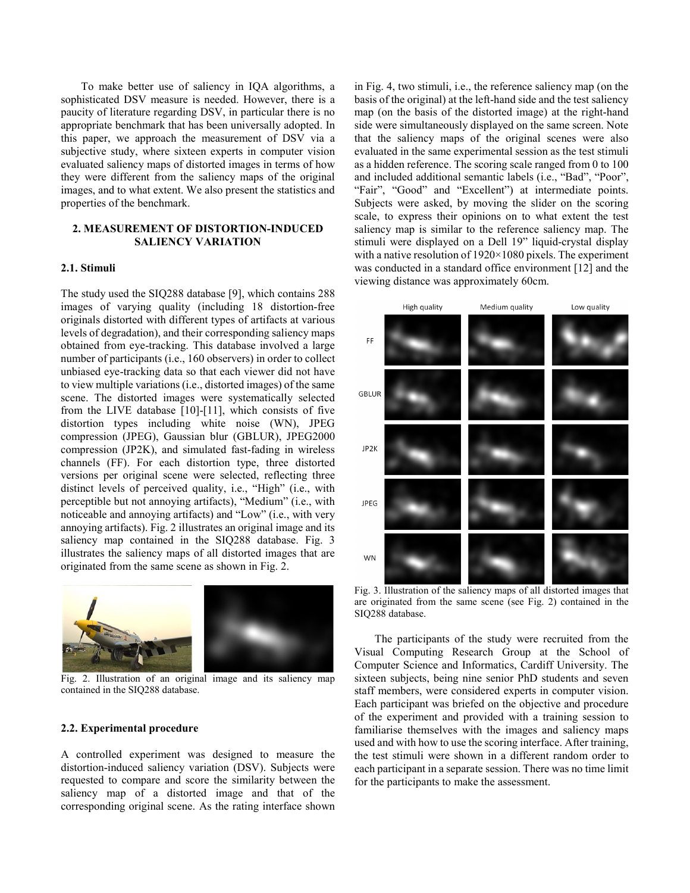To make better use of saliency in IQA algorithms, a sophisticated DSV measure is needed. However, there is a paucity of literature regarding DSV, in particular there is no appropriate benchmark that has been universally adopted. In this paper, we approach the measurement of DSV via a subjective study, where sixteen experts in computer vision evaluated saliency maps of distorted images in terms of how they were different from the saliency maps of the original images, and to what extent. We also present the statistics and properties of the benchmark.

## 2. MEASUREMENT OF DISTORTION-INDUCED SALIENCY VARIATION

### 2.1. Stimuli

The study used the SIQ288 database [9], which contains 288 images of varying quality (including 18 distortion-free originals distorted with different types of artifacts at various levels of degradation), and their corresponding saliency maps obtained from eye-tracking. This database involved a large number of participants (i.e., 160 observers) in order to collect unbiased eye-tracking data so that each viewer did not have to view multiple variations (i.e., distorted images) of the same scene. The distorted images were systematically selected from the LIVE database [10]-[11], which consists of five distortion types including white noise (WN), JPEG compression (JPEG), Gaussian blur (GBLUR), JPEG2000 compression (JP2K), and simulated fast-fading in wireless channels (FF). For each distortion type, three distorted versions per original scene were selected, reflecting three distinct levels of perceived quality, i.e., "High" (i.e., with perceptible but not annoying artifacts), "Medium" (i.e., with noticeable and annoying artifacts) and "Low" (i.e., with very annoying artifacts). Fig. 2 illustrates an original image and its saliency map contained in the SIQ288 database. Fig. 3 illustrates the saliency maps of all distorted images that are originated from the same scene as shown in Fig. 2.

Fig. 2. Illustration of an original image and its saliency map contained in the SIQ288 database.

### 2.2. Experimental procedure

A controlled experiment was designed to measure the distortion-induced saliency variation (DSV). Subjects were requested to compare and score the similarity between the saliency map of a distorted image and that of the corresponding original scene. As the rating interface shown in Fig. 4, two stimuli, i.e., the reference saliency map (on the basis of the original) at the left-hand side and the test saliency map (on the basis of the distorted image) at the right-hand side were simultaneously displayed on the same screen. Note that the saliency maps of the original scenes were also evaluated in the same experimental session as the test stimuli as a hidden reference. The scoring scale ranged from 0 to 100 and included additional semantic labels (i.e., "Bad", "Poor", "Fair", "Good" and "Excellent") at intermediate points. Subjects were asked, by moving the slider on the scoring scale, to express their opinions on to what extent the test saliency map is similar to the reference saliency map. The stimuli were displayed on a Dell 19" liquid-crystal display with a native resolution of 1920×1080 pixels. The experiment was conducted in a standard office environment [12] and the viewing distance was approximately 60cm.

Fig. 3. Illustration of the saliency maps of all distorted images that are originated from the same scene (see Fig. 2) contained in the SIQ288 database.

The participants of the study were recruited from the Visual Computing Research Group at the School of Computer Science and Informatics, Cardiff University. The sixteen subjects, being nine senior PhD students and seven staff members, were considered experts in computer vision. Each participant was briefed on the objective and procedure of the experiment and provided with a training session to familiarise themselves with the images and saliency maps used and with how to use the scoring interface. After training, the test stimuli were shown in a different random order to each participant in a separate session. There was no time limit for the participants to make the assessment.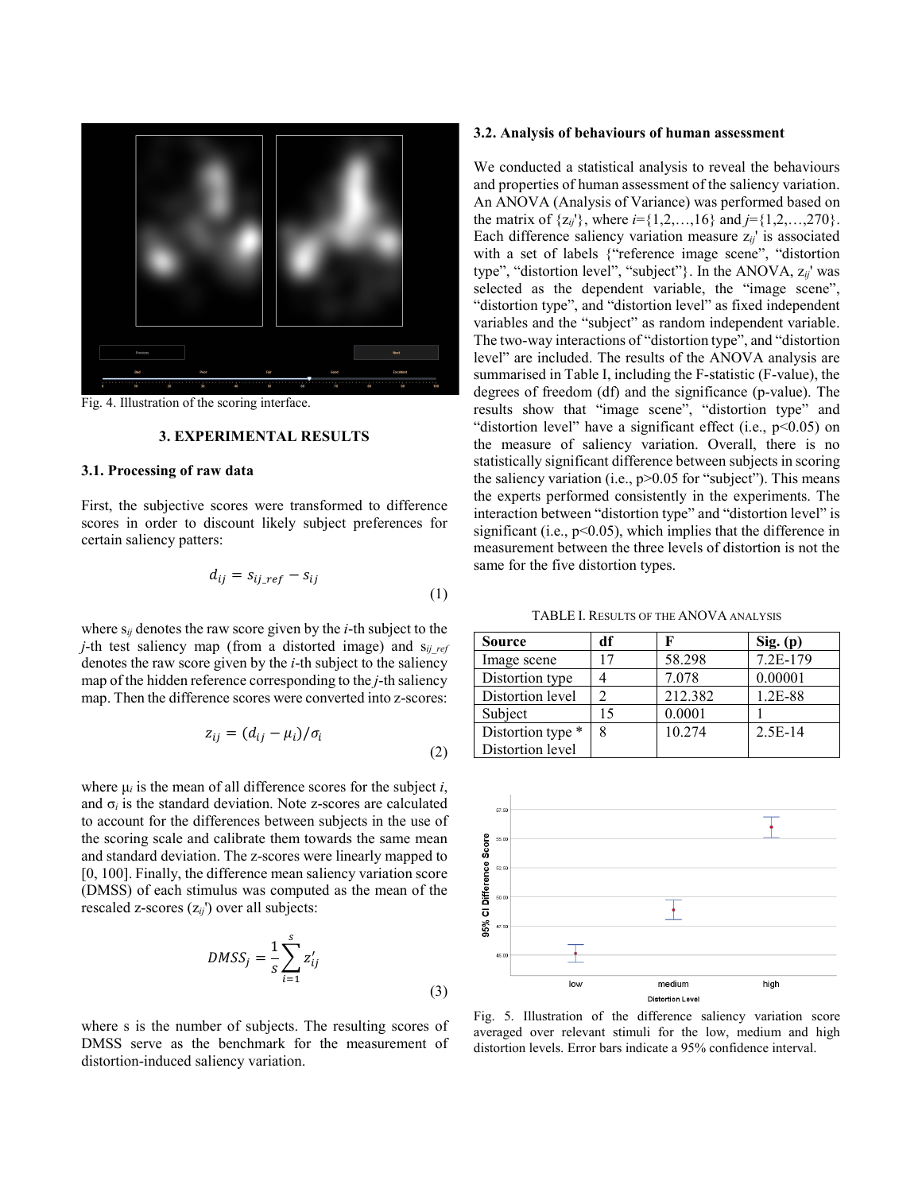Fig. 4. Illustration of the scoring interface.

## 3. EXPERIMENTAL RESULTS

### 3.1. Processing of raw data

First, the subjective scores were transformed to difference scores in order to discount likely subject preferences for certain saliency patters:

$$d_{ij} = s_{ij\_ref} - s_{ij} \tag{1}$$

where $s_{ij}$ denotes the raw score given by the $i$-th subject to the $j$-th test saliency map (from a distorted image) and $s_{ij\_ref}$ denotes the raw score given by the $i$-th subject to the saliency map of the hidden reference corresponding to the $j$-th saliency map. Then the difference scores were converted into z-scores:

$$z_{ij} = (d_{ij} - \mu_i)/\sigma_i \tag{2}$$

where $\mu_i$ is the mean of all difference scores for the subject $i$, and $\sigma_i$ is the standard deviation. Note z-scores are calculated to account for the differences between subjects in the use of the scoring scale and calibrate them towards the same mean and standard deviation. The z-scores were linearly mapped to [0, 100]. Finally, the difference mean saliency variation score (DMSS) of each stimulus was computed as the mean of the rescaled z-scores ($z_{ij}'$) over all subjects:

$$DMSS_j = \frac{1}{s}\sum_{i=1}^{s} z_{ij}' \tag{3}$$

where s is the number of subjects. The resulting scores of DMSS serve as the benchmark for the measurement of distortion-induced saliency variation.

### 3.2. Analysis of behaviours of human assessment

We conducted a statistical analysis to reveal the behaviours and properties of human assessment of the saliency variation. An ANOVA (Analysis of Variance) was performed based on the matrix of $\{z_{ij}'\}$, where $i$={1,2,…,16} and $j$={1,2,…,270}. Each difference saliency variation measure $z_{ij}'$ is associated with a set of labels {"reference image scene", "distortion type", "distortion level", "subject"}. In the ANOVA, $z_{ij}'$ was selected as the dependent variable, the "image scene", "distortion type", and "distortion level" as fixed independent variables and the "subject" as random independent variable. The two-way interactions of "distortion type", and "distortion level" are included. The results of the ANOVA analysis are summarised in Table I, including the F-statistic (F-value), the degrees of freedom (df) and the significance (p-value). The results show that "image scene", "distortion type" and "distortion level" have a significant effect (i.e., $p<0.05$) on the measure of saliency variation. Overall, there is no statistically significant difference between subjects in scoring the saliency variation (i.e., $p>0.05$ for "subject"). This means the experts performed consistently in the experiments. The interaction between "distortion type" and "distortion level" is significant (i.e., $p<0.05$), which implies that the difference in measurement between the three levels of distortion is not the same for the five distortion types.

TABLE I. RESULTS OF THE ANOVA ANALYSIS

| Source | df | F | Sig. (p) |
|---|---|---|---|
| Image scene | 17 | 58.298 | 7.2E-179 |
| Distortion type | 4 | 7.078 | 0.00001 |
| Distortion level | 2 | 212.382 | 1.2E-88 |
| Subject | 15 | 0.0001 | 1 |
| Distortion type * Distortion level | 8 | 10.274 | 2.5E-14 |

Fig. 5. Illustration of the difference saliency variation score averaged over relevant stimuli for the low, medium and high distortion levels. Error bars indicate a 95% confidence interval.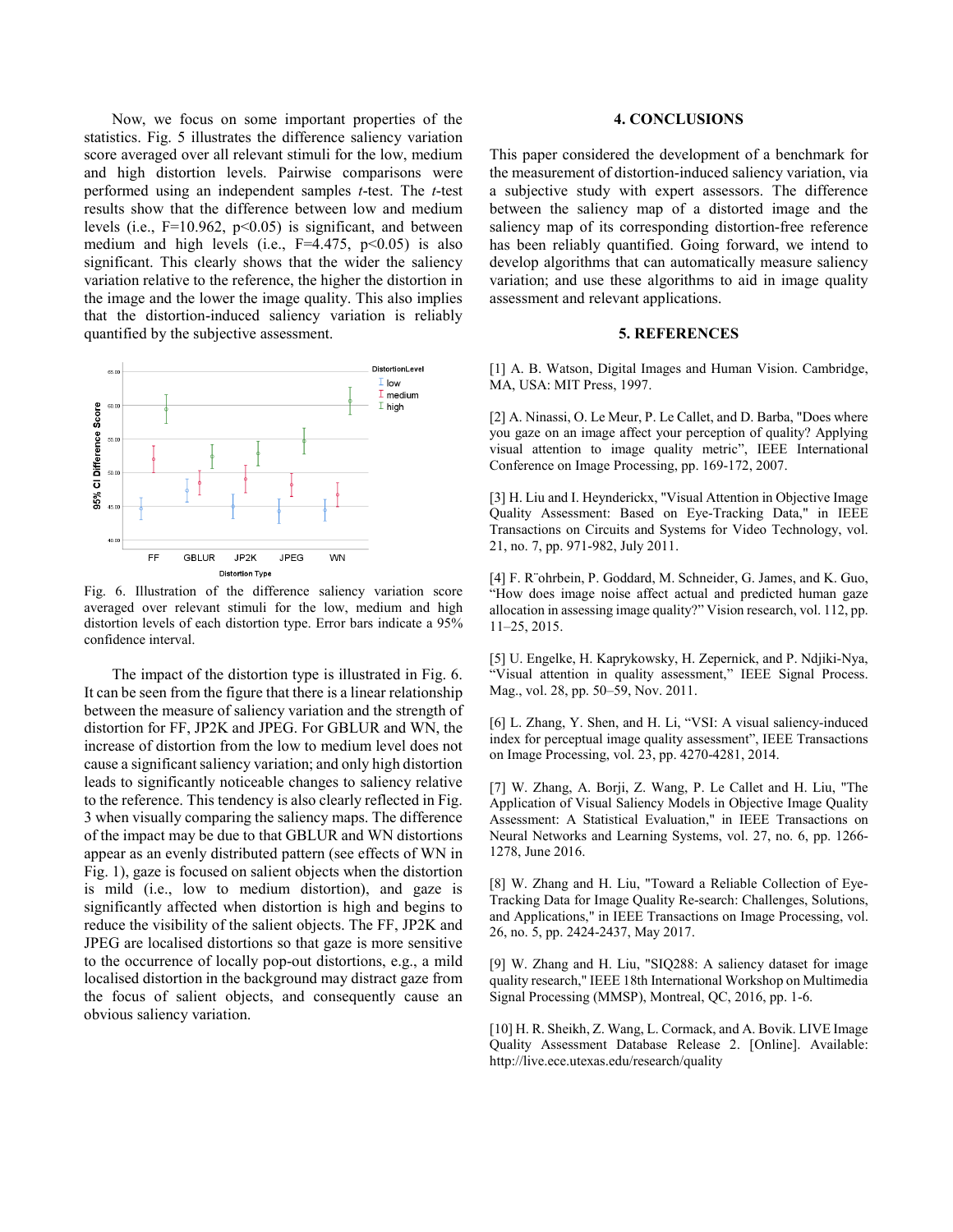Now, we focus on some important properties of the statistics. Fig. 5 illustrates the difference saliency variation score averaged over all relevant stimuli for the low, medium and high distortion levels. Pairwise comparisons were performed using an independent samples *t*-test. The *t*-test results show that the difference between low and medium levels (i.e., F=10.962, $p<0.05$) is significant, and between medium and high levels (i.e., F=4.475, $p<0.05$) is also significant. This clearly shows that the wider the saliency variation relative to the reference, the higher the distortion in the image and the lower the image quality. This also implies that the distortion-induced saliency variation is reliably quantified by the subjective assessment.

Fig. 6. Illustration of the difference saliency variation score averaged over relevant stimuli for the low, medium and high distortion levels of each distortion type. Error bars indicate a 95% confidence interval.

The impact of the distortion type is illustrated in Fig. 6. It can be seen from the figure that there is a linear relationship between the measure of saliency variation and the strength of distortion for FF, JP2K and JPEG. For GBLUR and WN, the increase of distortion from the low to medium level does not cause a significant saliency variation; and only high distortion leads to significantly noticeable changes to saliency relative to the reference. This tendency is also clearly reflected in Fig. 3 when visually comparing the saliency maps. The difference of the impact may be due to that GBLUR and WN distortions appear as an evenly distributed pattern (see effects of WN in Fig. 1), gaze is focused on salient objects when the distortion is mild (i.e., low to medium distortion), and gaze is significantly affected when distortion is high and begins to reduce the visibility of the salient objects. The FF, JP2K and JPEG are localised distortions so that gaze is more sensitive to the occurrence of locally pop-out distortions, e.g., a mild localised distortion in the background may distract gaze from the focus of salient objects, and consequently cause an obvious saliency variation.

## 4. CONCLUSIONS

This paper considered the development of a benchmark for the measurement of distortion-induced saliency variation, via a subjective study with expert assessors. The difference between the saliency map of a distorted image and the saliency map of its corresponding distortion-free reference has been reliably quantified. Going forward, we intend to develop algorithms that can automatically measure saliency variation; and use these algorithms to aid in image quality assessment and relevant applications.

## 5. REFERENCES

[1] A. B. Watson, Digital Images and Human Vision. Cambridge, MA, USA: MIT Press, 1997.

[2] A. Ninassi, O. Le Meur, P. Le Callet, and D. Barba, "Does where you gaze on an image affect your perception of quality? Applying visual attention to image quality metric", IEEE International Conference on Image Processing, pp. 169-172, 2007.

[3] H. Liu and I. Heynderickx, "Visual Attention in Objective Image Quality Assessment: Based on Eye-Tracking Data," in IEEE Transactions on Circuits and Systems for Video Technology, vol. 21, no. 7, pp. 971-982, July 2011.

[4] F. R¨ohrbein, P. Goddard, M. Schneider, G. James, and K. Guo, "How does image noise affect actual and predicted human gaze allocation in assessing image quality?" Vision research, vol. 112, pp. 11–25, 2015.

[5] U. Engelke, H. Kaprykowsky, H. Zepernick, and P. Ndjiki-Nya, "Visual attention in quality assessment," IEEE Signal Process. Mag., vol. 28, pp. 50–59, Nov. 2011.

[6] L. Zhang, Y. Shen, and H. Li, "VSI: A visual saliency-induced index for perceptual image quality assessment", IEEE Transactions on Image Processing, vol. 23, pp. 4270-4281, 2014.

[7] W. Zhang, A. Borji, Z. Wang, P. Le Callet and H. Liu, "The Application of Visual Saliency Models in Objective Image Quality Assessment: A Statistical Evaluation," in IEEE Transactions on Neural Networks and Learning Systems, vol. 27, no. 6, pp. 1266-1278, June 2016.

[8] W. Zhang and H. Liu, "Toward a Reliable Collection of Eye-Tracking Data for Image Quality Re-search: Challenges, Solutions, and Applications," in IEEE Transactions on Image Processing, vol. 26, no. 5, pp. 2424-2437, May 2017.

[9] W. Zhang and H. Liu, "SIQ288: A saliency dataset for image quality research," IEEE 18th International Workshop on Multimedia Signal Processing (MMSP), Montreal, QC, 2016, pp. 1-6.

[10] H. R. Sheikh, Z. Wang, L. Cormack, and A. Bovik. LIVE Image Quality Assessment Database Release 2. [Online]. Available: http://live.ece.utexas.edu/research/quality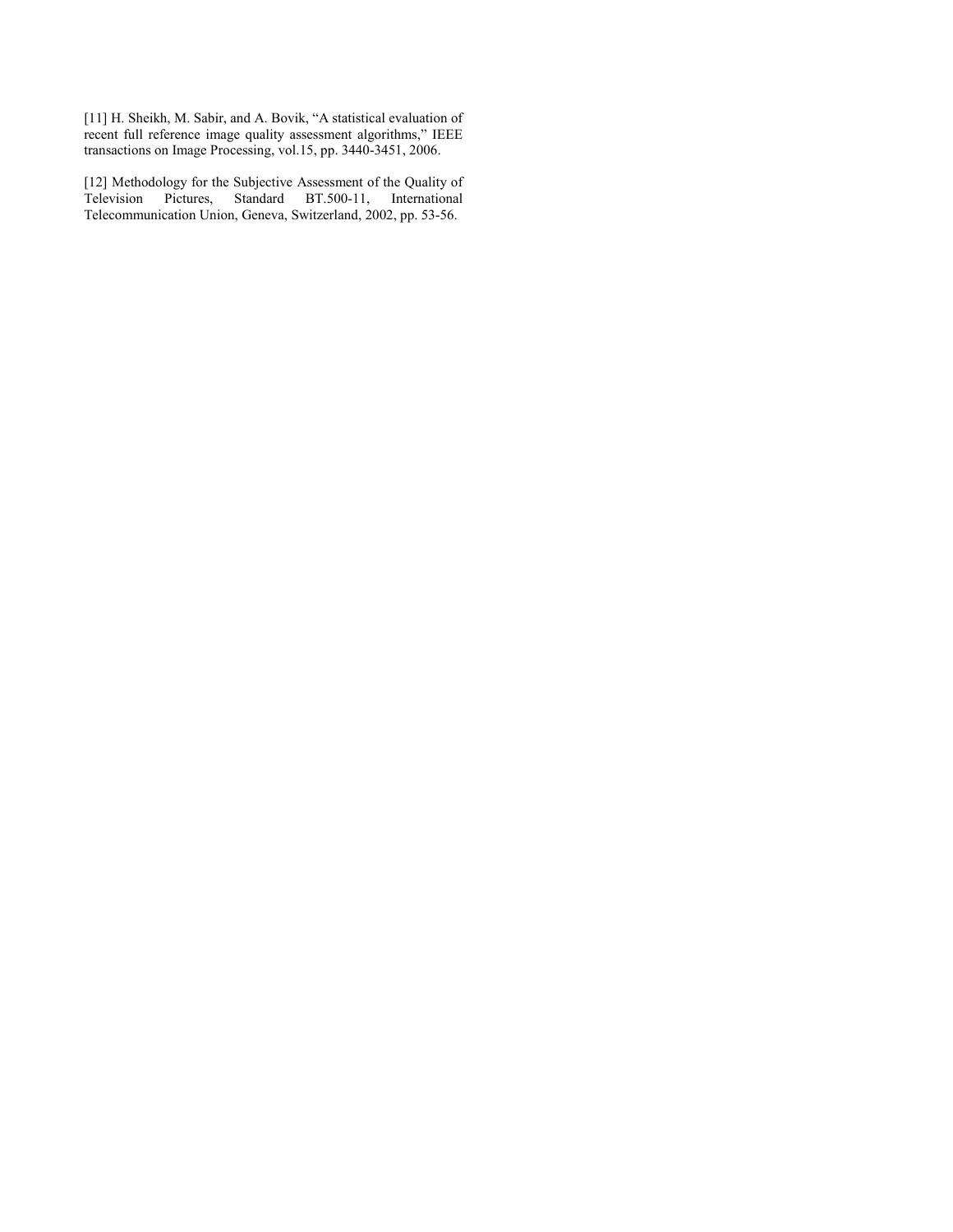[11] H. Sheikh, M. Sabir, and A. Bovik, "A statistical evaluation of recent full reference image quality assessment algorithms," IEEE transactions on Image Processing, vol.15, pp. 3440-3451, 2006.

[12] Methodology for the Subjective Assessment of the Quality of Television Pictures, Standard BT.500-11, International Telecommunication Union, Geneva, Switzerland, 2002, pp. 53-56.